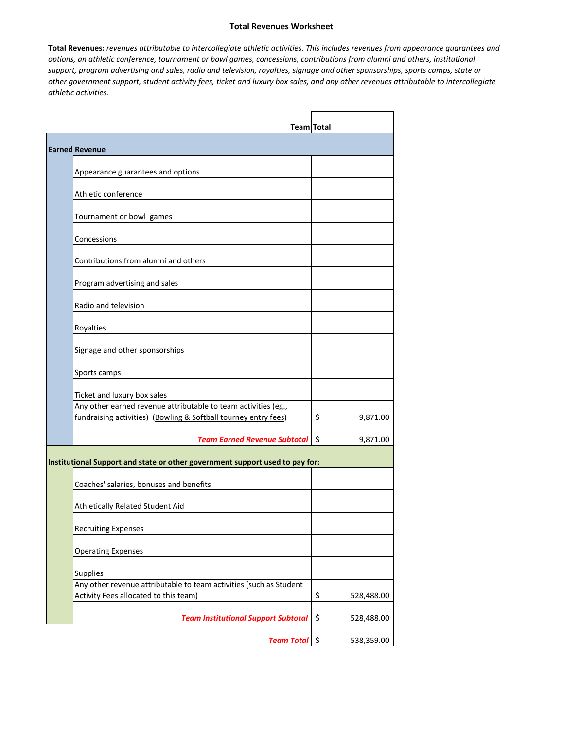# Total Revenues Worksheet

**Total Revenues:** *revenues attributable to intercollegiate athletic activities. This includes revenues from appearance guarantees and options, an athletic conference, tournament or bowl games, concessions, contributions from alumni and others, institutional support, program advertising and sales, radio and television, royalties, signage and other sponsorships, sports camps, state or other government support, student activity fees, ticket and luxury box sales, and any other revenues attributable to intercollegiate athletic activities.*

| Team | Total |
|---|---|
| **Earned Revenue** | |
| Appearance guarantees and options | |
| Athletic conference | |
| Tournament or bowl games | |
| Concessions | |
| Contributions from alumni and others | |
| Program advertising and sales | |
| Radio and television | |
| Royalties | |
| Signage and other sponsorships | |
| Sports camps | |
| Ticket and luxury box sales | |
| Any other earned revenue attributable to team activities (eg., fundraising activities) (Bowling & Softball tourney entry fees) | $ 9,871.00 |
| ***Team Earned Revenue Subtotal*** | $ 9,871.00 |
| **Institutional Support and state or other government support used to pay for:** | |
| Coaches' salaries, bonuses and benefits | |
| Athletically Related Student Aid | |
| Recruiting Expenses | |
| Operating Expenses | |
| Supplies | |
| Any other revenue attributable to team activities (such as Student Activity Fees allocated to this team) | $ 528,488.00 |
| ***Team Institutional Support Subtotal*** | $ 528,488.00 |
| ***Team Total*** | $ 538,359.00 |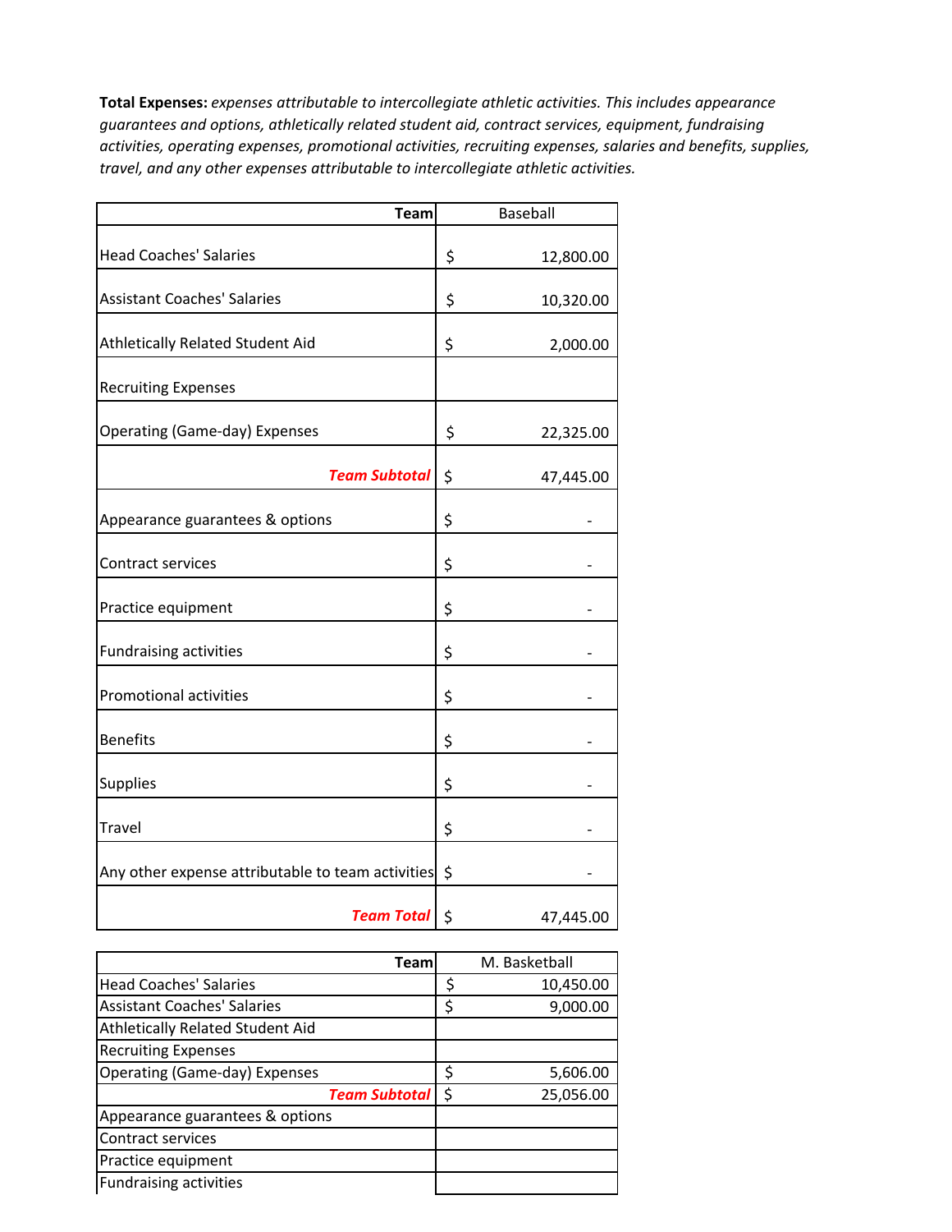**Total Expenses:** *expenses attributable to intercollegiate athletic activities. This includes appearance guarantees and options, athletically related student aid, contract services, equipment, fundraising activities, operating expenses, promotional activities, recruiting expenses, salaries and benefits, supplies, travel, and any other expenses attributable to intercollegiate athletic activities.*

| Team | Baseball |
|---:|---:|
| Head Coaches' Salaries | $ 12,800.00 |
| Assistant Coaches' Salaries | $ 10,320.00 |
| Athletically Related Student Aid | $ 2,000.00 |
| Recruiting Expenses | |
| Operating (Game-day) Expenses | $ 22,325.00 |
| ***Team Subtotal*** | $ 47,445.00 |
| Appearance guarantees & options | $ - |
| Contract services | $ - |
| Practice equipment | $ - |
| Fundraising activities | $ - |
| Promotional activities | $ - |
| Benefits | $ - |
| Supplies | $ - |
| Travel | $ - |
| Any other expense attributable to team activities | $ - |
| ***Team Total*** | $ 47,445.00 |

| Team | M. Basketball |
|---:|---:|
| Head Coaches' Salaries | $ 10,450.00 |
| Assistant Coaches' Salaries | $ 9,000.00 |
| Athletically Related Student Aid | |
| Recruiting Expenses | |
| Operating (Game-day) Expenses | $ 5,606.00 |
| ***Team Subtotal*** | $ 25,056.00 |
| Appearance guarantees & options | |
| Contract services | |
| Practice equipment | |
| Fundraising activities | |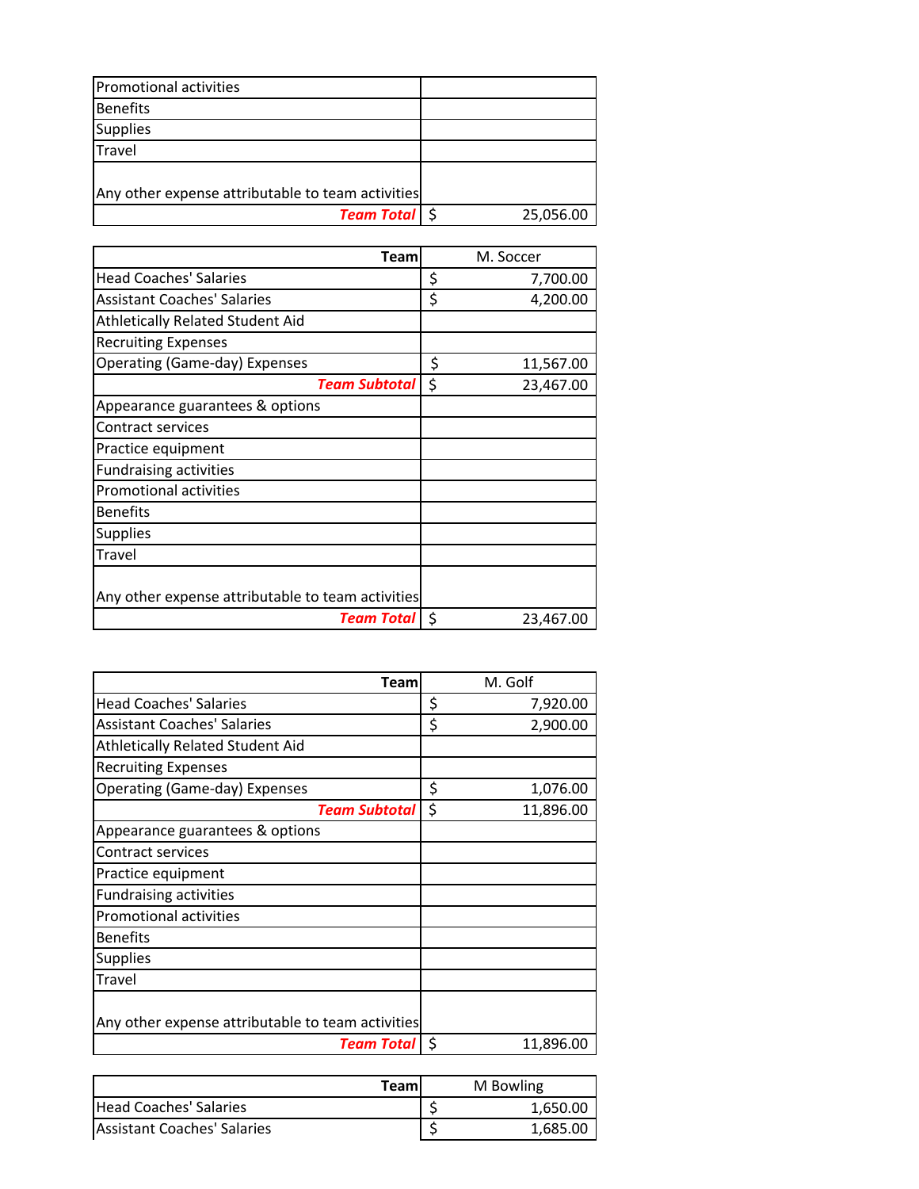| | |
|---|---|
| Promotional activities | |
| Benefits | |
| Supplies | |
| Travel | |
| Any other expense attributable to team activities | |
| ***Team Total*** | $ 25,056.00 |

| Team | M. Soccer |
|---|---|
| Head Coaches' Salaries | $ 7,700.00 |
| Assistant Coaches' Salaries | $ 4,200.00 |
| Athletically Related Student Aid | |
| Recruiting Expenses | |
| Operating (Game-day) Expenses | $ 11,567.00 |
| ***Team Subtotal*** | $ 23,467.00 |
| Appearance guarantees & options | |
| Contract services | |
| Practice equipment | |
| Fundraising activities | |
| Promotional activities | |
| Benefits | |
| Supplies | |
| Travel | |
| Any other expense attributable to team activities | |
| ***Team Total*** | $ 23,467.00 |

| Team | M. Golf |
|---|---|
| Head Coaches' Salaries | $ 7,920.00 |
| Assistant Coaches' Salaries | $ 2,900.00 |
| Athletically Related Student Aid | |
| Recruiting Expenses | |
| Operating (Game-day) Expenses | $ 1,076.00 |
| ***Team Subtotal*** | $ 11,896.00 |
| Appearance guarantees & options | |
| Contract services | |
| Practice equipment | |
| Fundraising activities | |
| Promotional activities | |
| Benefits | |
| Supplies | |
| Travel | |
| Any other expense attributable to team activities | |
| ***Team Total*** | $ 11,896.00 |

| Team | M Bowling |
|---|---|
| Head Coaches' Salaries | $ 1,650.00 |
| Assistant Coaches' Salaries | $ 1,685.00 |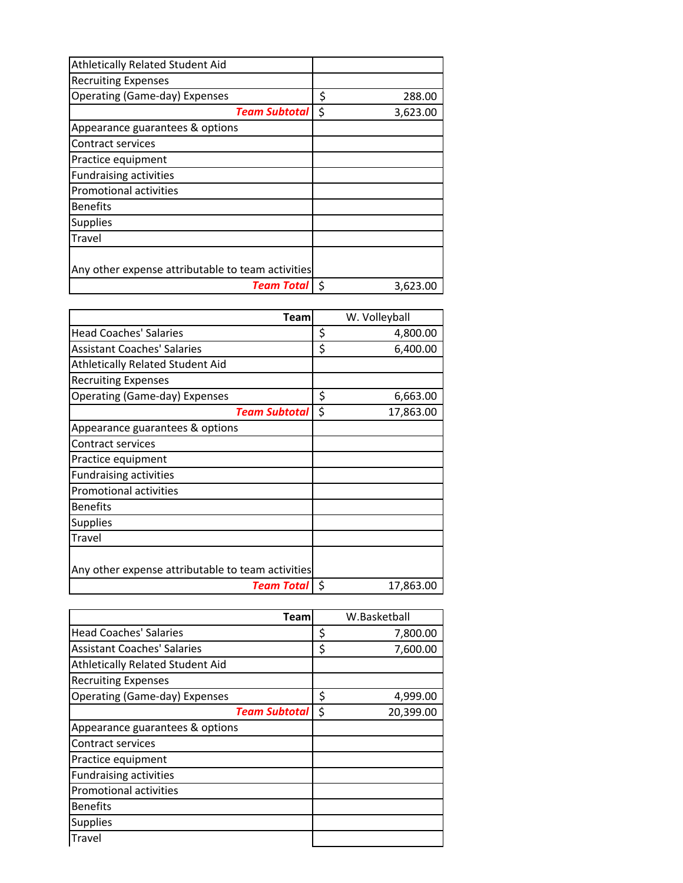| | |
|---|---|
| Athletically Related Student Aid | |
| Recruiting Expenses | |
| Operating (Game-day) Expenses | $ 288.00 |
| ***Team Subtotal*** | $ 3,623.00 |
| Appearance guarantees & options | |
| Contract services | |
| Practice equipment | |
| Fundraising activities | |
| Promotional activities | |
| Benefits | |
| Supplies | |
| Travel | |
| Any other expense attributable to team activities | |
| ***Team Total*** | $ 3,623.00 |

| Team | W. Volleyball |
|---|---|
| Head Coaches' Salaries | $ 4,800.00 |
| Assistant Coaches' Salaries | $ 6,400.00 |
| Athletically Related Student Aid | |
| Recruiting Expenses | |
| Operating (Game-day) Expenses | $ 6,663.00 |
| ***Team Subtotal*** | $ 17,863.00 |
| Appearance guarantees & options | |
| Contract services | |
| Practice equipment | |
| Fundraising activities | |
| Promotional activities | |
| Benefits | |
| Supplies | |
| Travel | |
| Any other expense attributable to team activities | |
| ***Team Total*** | $ 17,863.00 |

| Team | W.Basketball |
|---|---|
| Head Coaches' Salaries | $ 7,800.00 |
| Assistant Coaches' Salaries | $ 7,600.00 |
| Athletically Related Student Aid | |
| Recruiting Expenses | |
| Operating (Game-day) Expenses | $ 4,999.00 |
| ***Team Subtotal*** | $ 20,399.00 |
| Appearance guarantees & options | |
| Contract services | |
| Practice equipment | |
| Fundraising activities | |
| Promotional activities | |
| Benefits | |
| Supplies | |
| Travel | |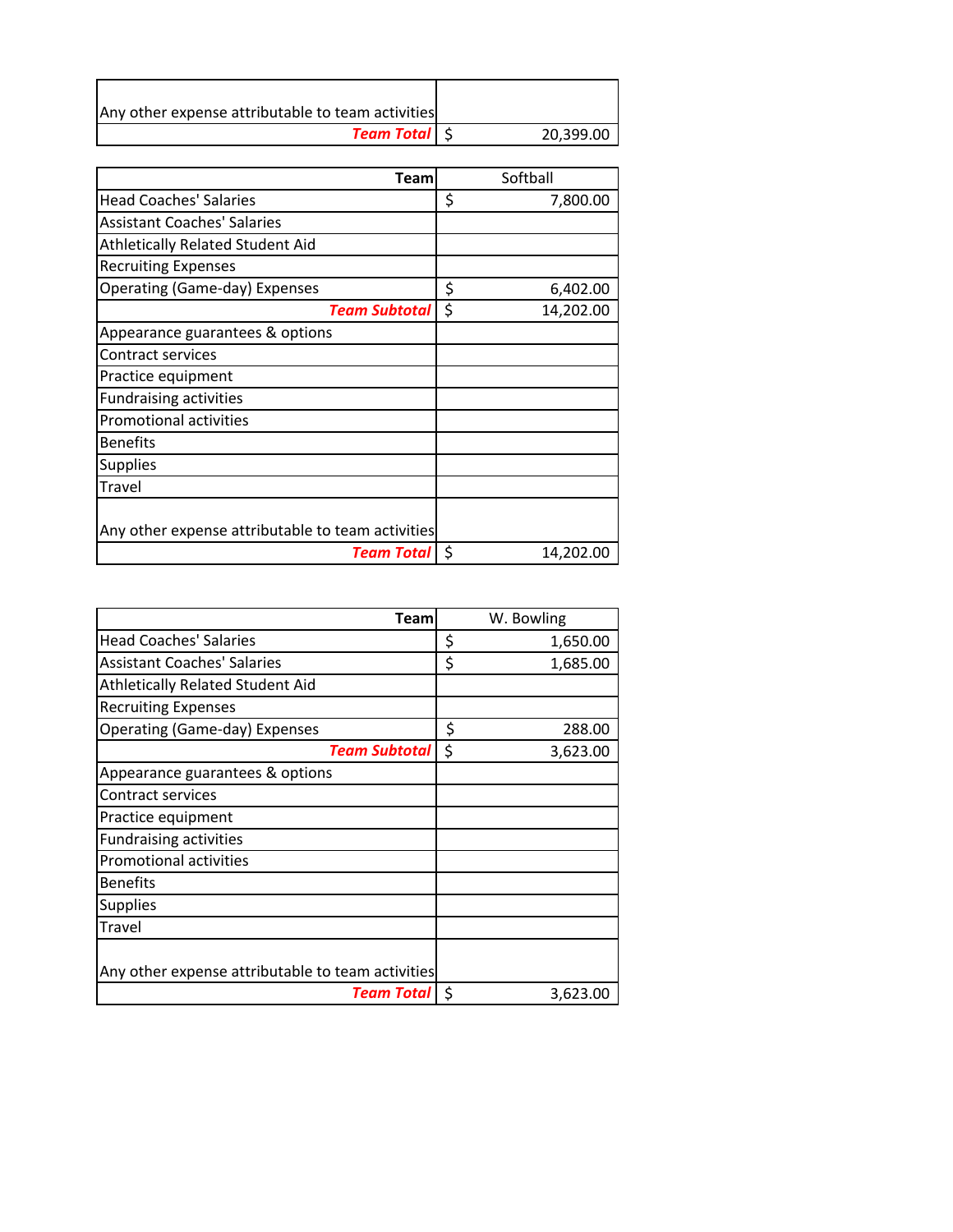| | |
|---|---|
| Any other expense attributable to team activities | |
| ***Team Total*** | $ 20,399.00 |

| Team | Softball |
|---|---|
| Head Coaches' Salaries | $ 7,800.00 |
| Assistant Coaches' Salaries | |
| Athletically Related Student Aid | |
| Recruiting Expenses | |
| Operating (Game-day) Expenses | $ 6,402.00 |
| ***Team Subtotal*** | $ 14,202.00 |
| Appearance guarantees & options | |
| Contract services | |
| Practice equipment | |
| Fundraising activities | |
| Promotional activities | |
| Benefits | |
| Supplies | |
| Travel | |
| Any other expense attributable to team activities | |
| ***Team Total*** | $ 14,202.00 |

| Team | W. Bowling |
|---|---|
| Head Coaches' Salaries | $ 1,650.00 |
| Assistant Coaches' Salaries | $ 1,685.00 |
| Athletically Related Student Aid | |
| Recruiting Expenses | |
| Operating (Game-day) Expenses | $ 288.00 |
| ***Team Subtotal*** | $ 3,623.00 |
| Appearance guarantees & options | |
| Contract services | |
| Practice equipment | |
| Fundraising activities | |
| Promotional activities | |
| Benefits | |
| Supplies | |
| Travel | |
| Any other expense attributable to team activities | |
| ***Team Total*** | $ 3,623.00 |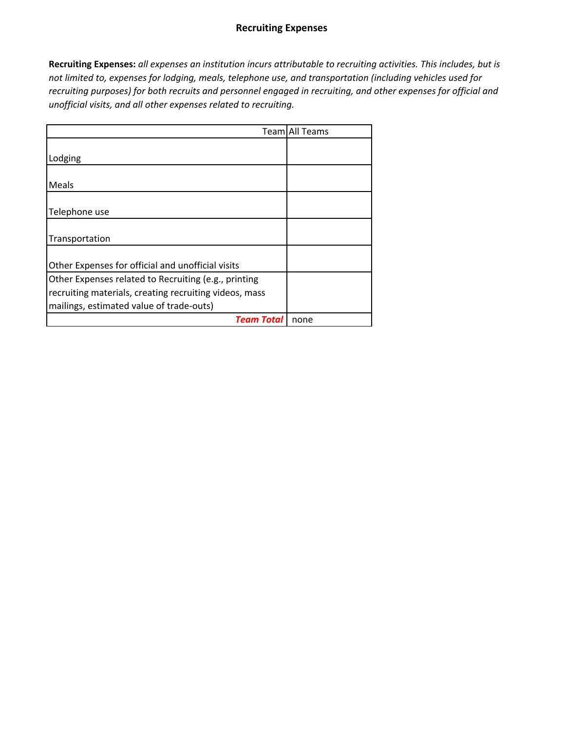# Recruiting Expenses

**Recruiting Expenses:** *all expenses an institution incurs attributable to recruiting activities. This includes, but is not limited to, expenses for lodging, meals, telephone use, and transportation (including vehicles used for recruiting purposes) for both recruits and personnel engaged in recruiting, and other expenses for official and unofficial visits, and all other expenses related to recruiting.*

| Team | All Teams |
|---|---|
| Lodging | |
| Meals | |
| Telephone use | |
| Transportation | |
| Other Expenses for official and unofficial visits | |
| Other Expenses related to Recruiting (e.g., printing recruiting materials, creating recruiting videos, mass mailings, estimated value of trade-outs) | |
| ***Team Total*** | none |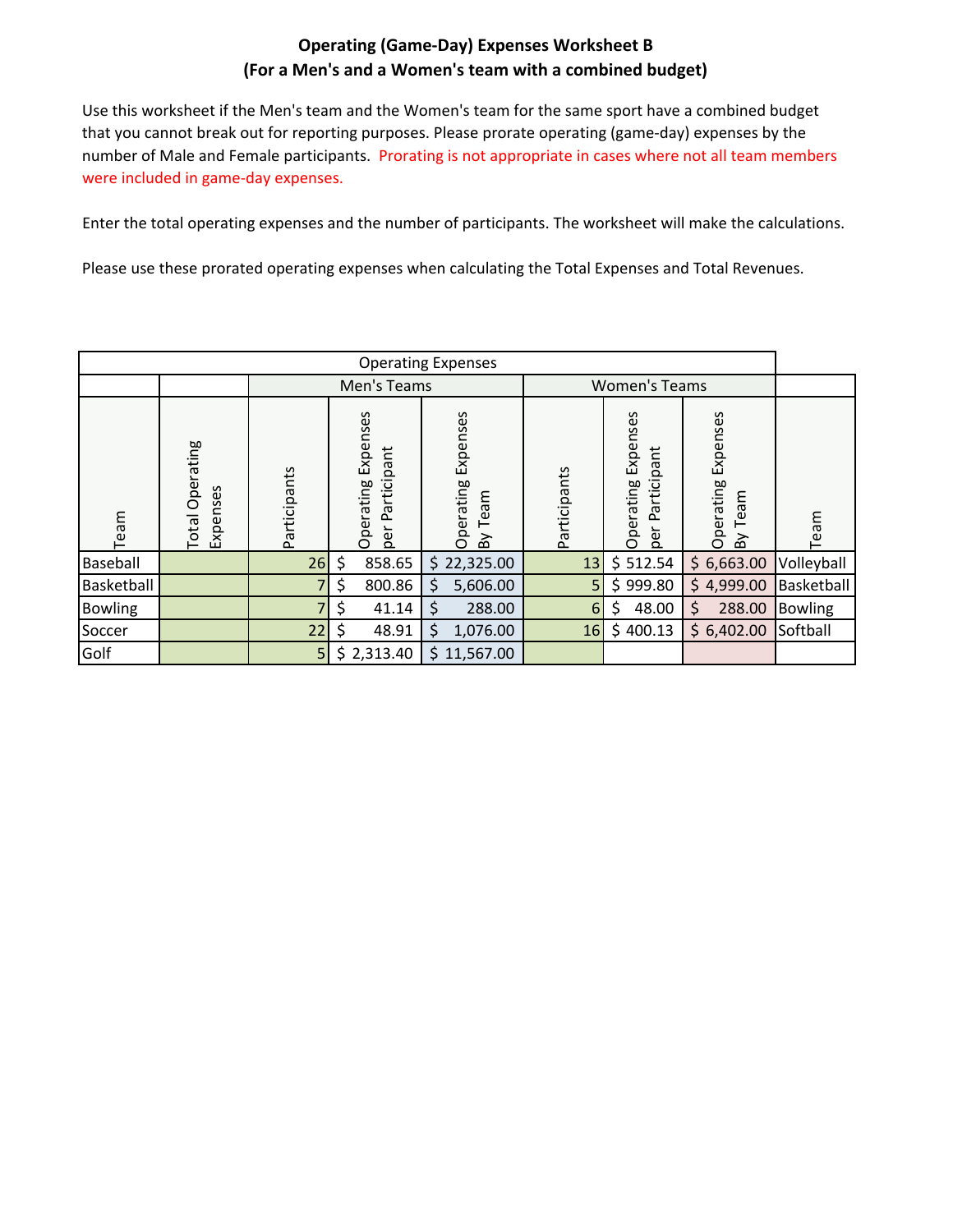## Operating (Game-Day) Expenses Worksheet B
## (For a Men's and a Women's team with a combined budget)

Use this worksheet if the Men's team and the Women's team for the same sport have a combined budget that you cannot break out for reporting purposes. Please prorate operating (game-day) expenses by the number of Male and Female participants. Prorating is not appropriate in cases where not all team members were included in game-day expenses.

Enter the total operating expenses and the number of participants. The worksheet will make the calculations.

Please use these prorated operating expenses when calculating the Total Expenses and Total Revenues.

| Operating Expenses | | | | | | | | |
|---|---|---|---|---|---|---|---|---|
| | | Men's Teams | | | Women's Teams | | | |
| Team | Total Operating Expenses | Participants | Operating Expenses per Participant | Operating Expenses By Team | Participants | Operating Expenses per Participant | Operating Expenses By Team | Team |
| Baseball | | 26 | $ 858.65 | $ 22,325.00 | 13 | $ 512.54 | $ 6,663.00 | Volleyball |
| Basketball | | 7 | $ 800.86 | $ 5,606.00 | 5 | $ 999.80 | $ 4,999.00 | Basketball |
| Bowling | | 7 | $ 41.14 | $ 288.00 | 6 | $ 48.00 | $ 288.00 | Bowling |
| Soccer | | 22 | $ 48.91 | $ 1,076.00 | 16 | $ 400.13 | $ 6,402.00 | Softball |
| Golf | | 5 | $ 2,313.40 | $ 11,567.00 | | | | |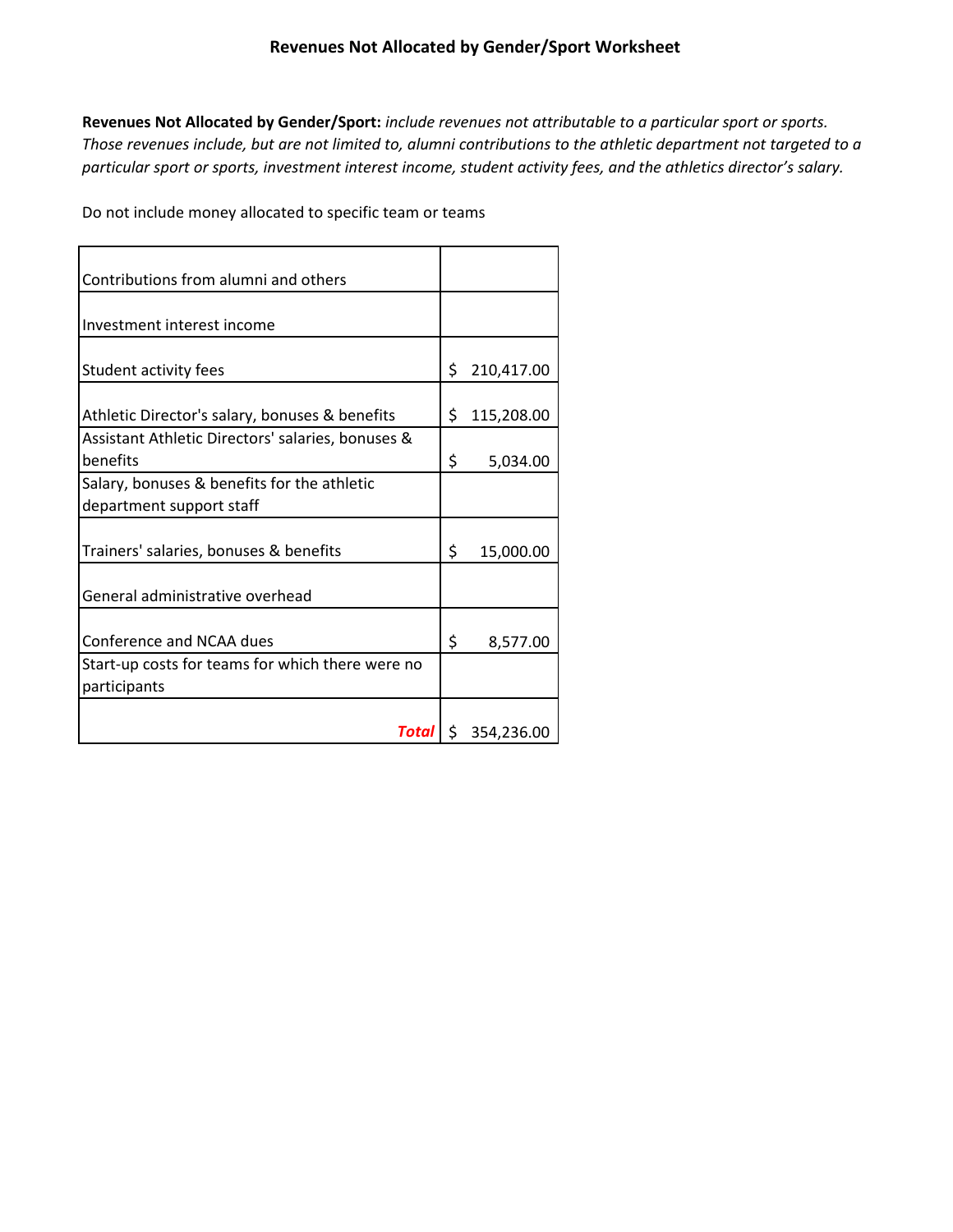# Revenues Not Allocated by Gender/Sport Worksheet

**Revenues Not Allocated by Gender/Sport:** *include revenues not attributable to a particular sport or sports. Those revenues include, but are not limited to, alumni contributions to the athletic department not targeted to a particular sport or sports, investment interest income, student activity fees, and the athletics director's salary.*

Do not include money allocated to specific team or teams

| Item | Amount |
|---|---|
| Contributions from alumni and others | |
| Investment interest income | |
| Student activity fees | $ 210,417.00 |
| Athletic Director's salary, bonuses & benefits | $ 115,208.00 |
| Assistant Athletic Directors' salaries, bonuses & benefits | $ 5,034.00 |
| Salary, bonuses & benefits for the athletic department support staff | |
| Trainers' salaries, bonuses & benefits | $ 15,000.00 |
| General administrative overhead | |
| Conference and NCAA dues | $ 8,577.00 |
| Start-up costs for teams for which there were no participants | |
| ***Total*** | $ 354,236.00 |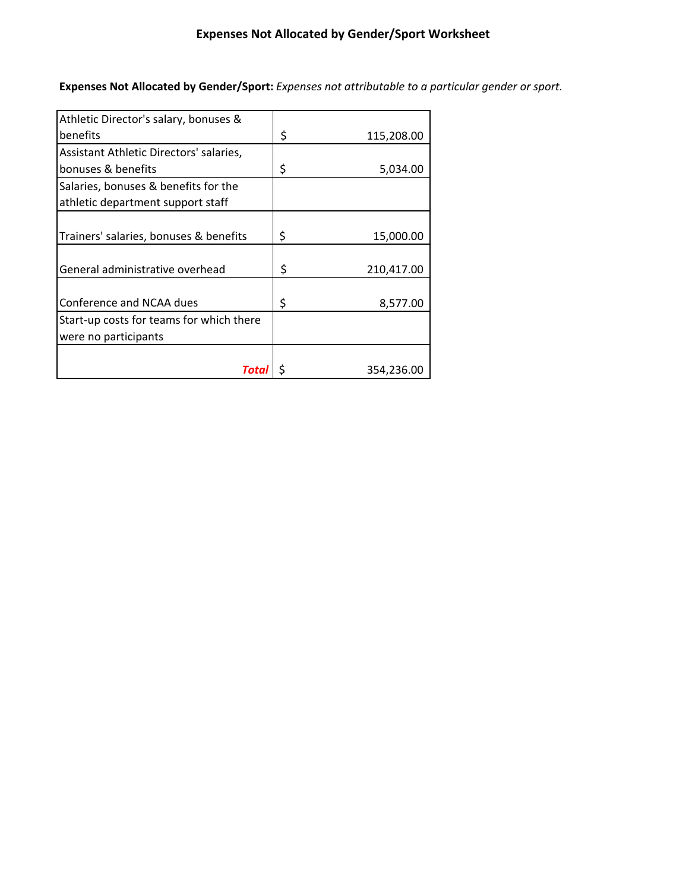# Expenses Not Allocated by Gender/Sport Worksheet

**Expenses Not Allocated by Gender/Sport:** *Expenses not attributable to a particular gender or sport.*

| | |
|---|---|
| Athletic Director's salary, bonuses & benefits | $ 115,208.00 |
| Assistant Athletic Directors' salaries, bonuses & benefits | $ 5,034.00 |
| Salaries, bonuses & benefits for the athletic department support staff | |
| Trainers' salaries, bonuses & benefits | $ 15,000.00 |
| General administrative overhead | $ 210,417.00 |
| Conference and NCAA dues | $ 8,577.00 |
| Start-up costs for teams for which there were no participants | |
| ***Total*** | $ 354,236.00 |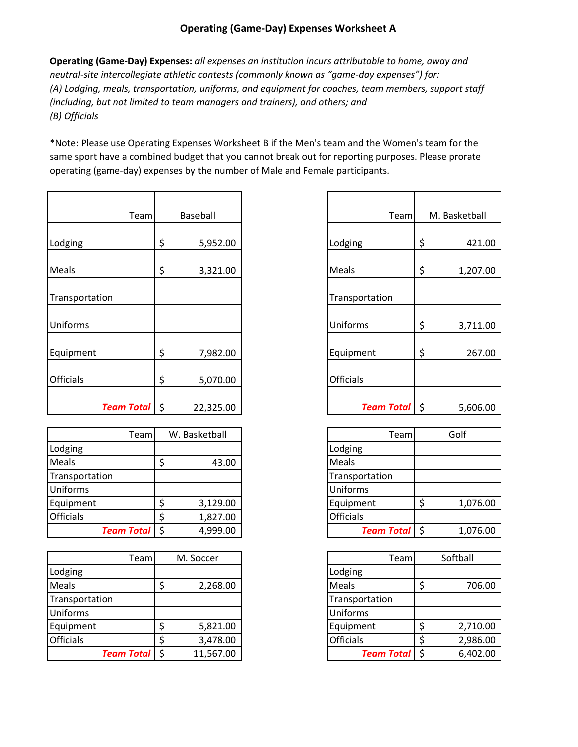# Operating (Game-Day) Expenses Worksheet A

**Operating (Game-Day) Expenses:** *all expenses an institution incurs attributable to home, away and neutral-site intercollegiate athletic contests (commonly known as "game-day expenses") for:*
*(A) Lodging, meals, transportation, uniforms, and equipment for coaches, team members, support staff (including, but not limited to team managers and trainers), and others; and*
*(B) Officials*

*Note: Please use Operating Expenses Worksheet B if the Men's team and the Women's team for the same sport have a combined budget that you cannot break out for reporting purposes. Please prorate operating (game-day) expenses by the number of Male and Female participants.

| Team | Baseball |
|---|---|
| Lodging | $ 5,952.00 |
| Meals | $ 3,321.00 |
| Transportation | |
| Uniforms | |
| Equipment | $ 7,982.00 |
| Officials | $ 5,070.00 |
| ***Team Total*** | $ 22,325.00 |

| Team | M. Basketball |
|---|---|
| Lodging | $ 421.00 |
| Meals | $ 1,207.00 |
| Transportation | |
| Uniforms | $ 3,711.00 |
| Equipment | $ 267.00 |
| Officials | |
| ***Team Total*** | $ 5,606.00 |

| Team | W. Basketball |
|---|---|
| Lodging | |
| Meals | $ 43.00 |
| Transportation | |
| Uniforms | |
| Equipment | $ 3,129.00 |
| Officials | $ 1,827.00 |
| ***Team Total*** | $ 4,999.00 |

| Team | Golf |
|---|---|
| Lodging | |
| Meals | |
| Transportation | |
| Uniforms | |
| Equipment | $ 1,076.00 |
| Officials | |
| ***Team Total*** | $ 1,076.00 |

| Team | M. Soccer |
|---|---|
| Lodging | |
| Meals | $ 2,268.00 |
| Transportation | |
| Uniforms | |
| Equipment | $ 5,821.00 |
| Officials | $ 3,478.00 |
| ***Team Total*** | $ 11,567.00 |

| Team | Softball |
|---|---|
| Lodging | |
| Meals | $ 706.00 |
| Transportation | |
| Uniforms | |
| Equipment | $ 2,710.00 |
| Officials | $ 2,986.00 |
| ***Team Total*** | $ 6,402.00 |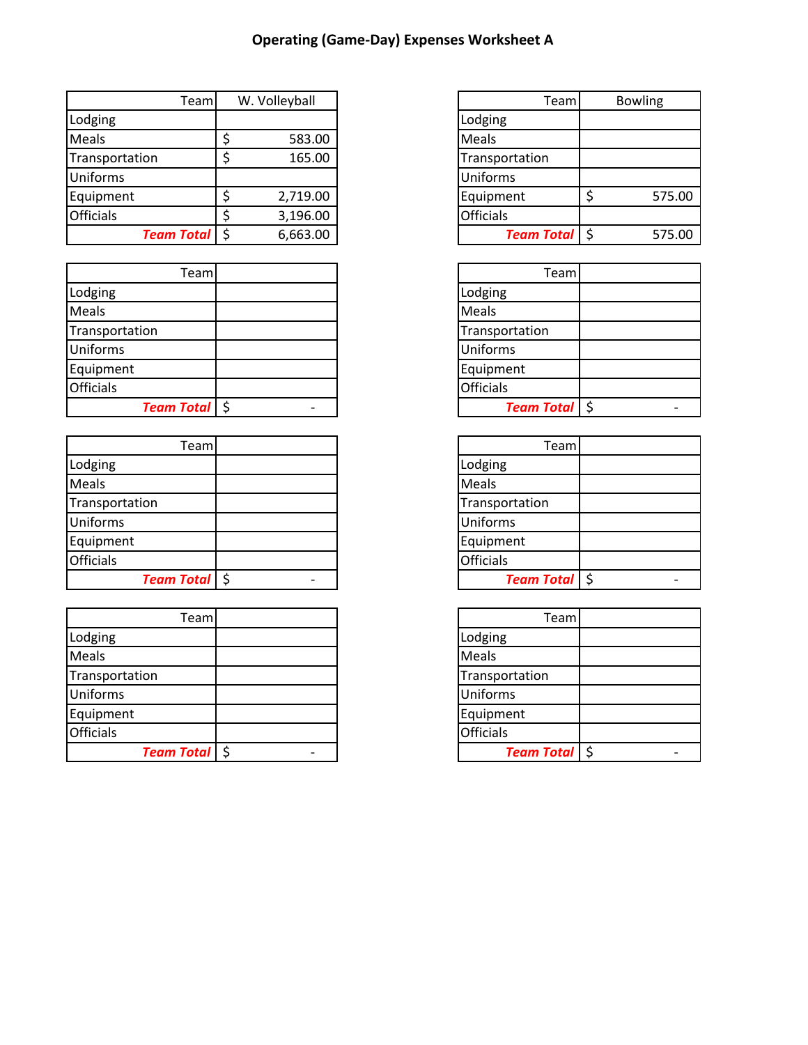# Operating (Game-Day) Expenses Worksheet A

| Team | W. Volleyball |
|---|---|
| Lodging | |
| Meals | $ 583.00 |
| Transportation | $ 165.00 |
| Uniforms | |
| Equipment | $ 2,719.00 |
| Officials | $ 3,196.00 |
| ***Team Total*** | $ 6,663.00 |

| Team | Bowling |
|---|---|
| Lodging | |
| Meals | |
| Transportation | |
| Uniforms | |
| Equipment | $ 575.00 |
| Officials | |
| ***Team Total*** | $ 575.00 |

| Team | |
|---|---|
| Lodging | |
| Meals | |
| Transportation | |
| Uniforms | |
| Equipment | |
| Officials | |
| ***Team Total*** | $ - |

| Team | |
|---|---|
| Lodging | |
| Meals | |
| Transportation | |
| Uniforms | |
| Equipment | |
| Officials | |
| ***Team Total*** | $ - |

| Team | |
|---|---|
| Lodging | |
| Meals | |
| Transportation | |
| Uniforms | |
| Equipment | |
| Officials | |
| ***Team Total*** | $ - |

| Team | |
|---|---|
| Lodging | |
| Meals | |
| Transportation | |
| Uniforms | |
| Equipment | |
| Officials | |
| ***Team Total*** | $ - |

| Team | |
|---|---|
| Lodging | |
| Meals | |
| Transportation | |
| Uniforms | |
| Equipment | |
| Officials | |
| ***Team Total*** | $ - |

| Team | |
|---|---|
| Lodging | |
| Meals | |
| Transportation | |
| Uniforms | |
| Equipment | |
| Officials | |
| ***Team Total*** | $ - |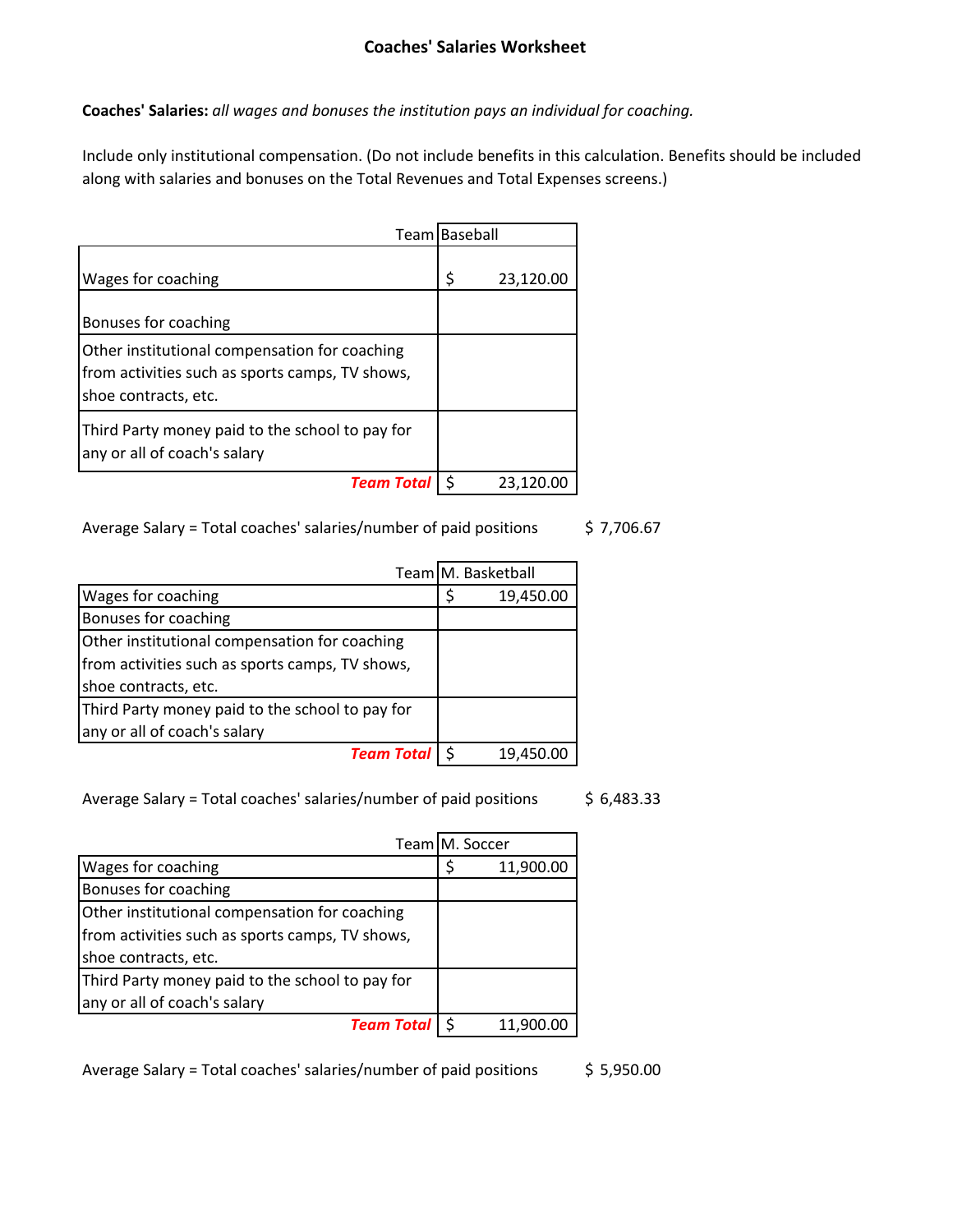# Coaches' Salaries Worksheet

**Coaches' Salaries:** *all wages and bonuses the institution pays an individual for coaching.*

Include only institutional compensation. (Do not include benefits in this calculation. Benefits should be included along with salaries and bonuses on the Total Revenues and Total Expenses screens.)

| Team | Baseball |
|---|---|
| Wages for coaching | $ 23,120.00 |
| Bonuses for coaching | |
| Other institutional compensation for coaching from activities such as sports camps, TV shows, shoe contracts, etc. | |
| Third Party money paid to the school to pay for any or all of coach's salary | |
| ***Team Total*** | $ 23,120.00 |

Average Salary = Total coaches' salaries/number of paid positions $ 7,706.67

| Team | M. Basketball |
|---|---|
| Wages for coaching | $ 19,450.00 |
| Bonuses for coaching | |
| Other institutional compensation for coaching from activities such as sports camps, TV shows, shoe contracts, etc. | |
| Third Party money paid to the school to pay for any or all of coach's salary | |
| ***Team Total*** | $ 19,450.00 |

Average Salary = Total coaches' salaries/number of paid positions $ 6,483.33

| Team | M. Soccer |
|---|---|
| Wages for coaching | $ 11,900.00 |
| Bonuses for coaching | |
| Other institutional compensation for coaching from activities such as sports camps, TV shows, shoe contracts, etc. | |
| Third Party money paid to the school to pay for any or all of coach's salary | |
| ***Team Total*** | $ 11,900.00 |

Average Salary = Total coaches' salaries/number of paid positions $ 5,950.00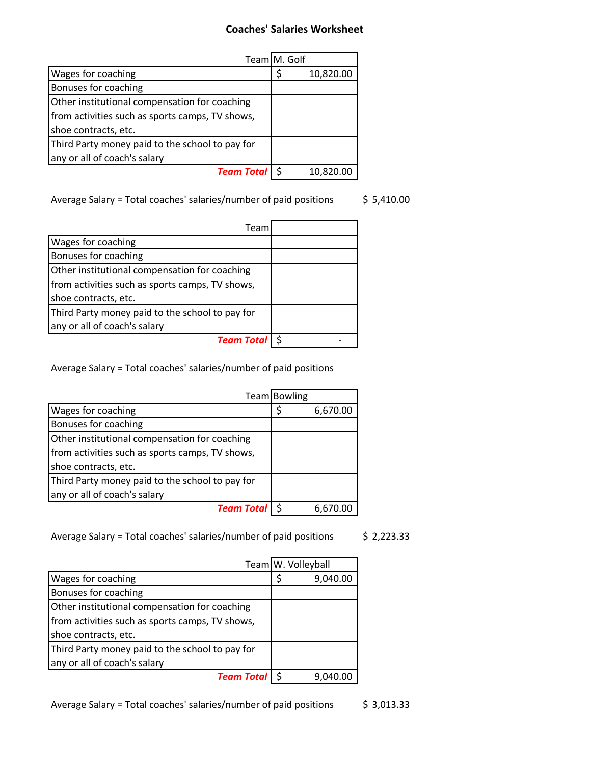# Coaches' Salaries Worksheet

| Team | M. Golf |
|---|---|
| Wages for coaching | $ 10,820.00 |
| Bonuses for coaching | |
| Other institutional compensation for coaching from activities such as sports camps, TV shows, shoe contracts, etc. | |
| Third Party money paid to the school to pay for any or all of coach's salary | |
| ***Team Total*** | $ 10,820.00 |

Average Salary = Total coaches' salaries/number of paid positions $ 5,410.00

| Team | |
|---|---|
| Wages for coaching | |
| Bonuses for coaching | |
| Other institutional compensation for coaching from activities such as sports camps, TV shows, shoe contracts, etc. | |
| Third Party money paid to the school to pay for any or all of coach's salary | |
| ***Team Total*** | $ - |

Average Salary = Total coaches' salaries/number of paid positions

| Team | Bowling |
|---|---|
| Wages for coaching | $ 6,670.00 |
| Bonuses for coaching | |
| Other institutional compensation for coaching from activities such as sports camps, TV shows, shoe contracts, etc. | |
| Third Party money paid to the school to pay for any or all of coach's salary | |
| ***Team Total*** | $ 6,670.00 |

Average Salary = Total coaches' salaries/number of paid positions $ 2,223.33

| Team | W. Volleyball |
|---|---|
| Wages for coaching | $ 9,040.00 |
| Bonuses for coaching | |
| Other institutional compensation for coaching from activities such as sports camps, TV shows, shoe contracts, etc. | |
| Third Party money paid to the school to pay for any or all of coach's salary | |
| ***Team Total*** | $ 9,040.00 |

Average Salary = Total coaches' salaries/number of paid positions $ 3,013.33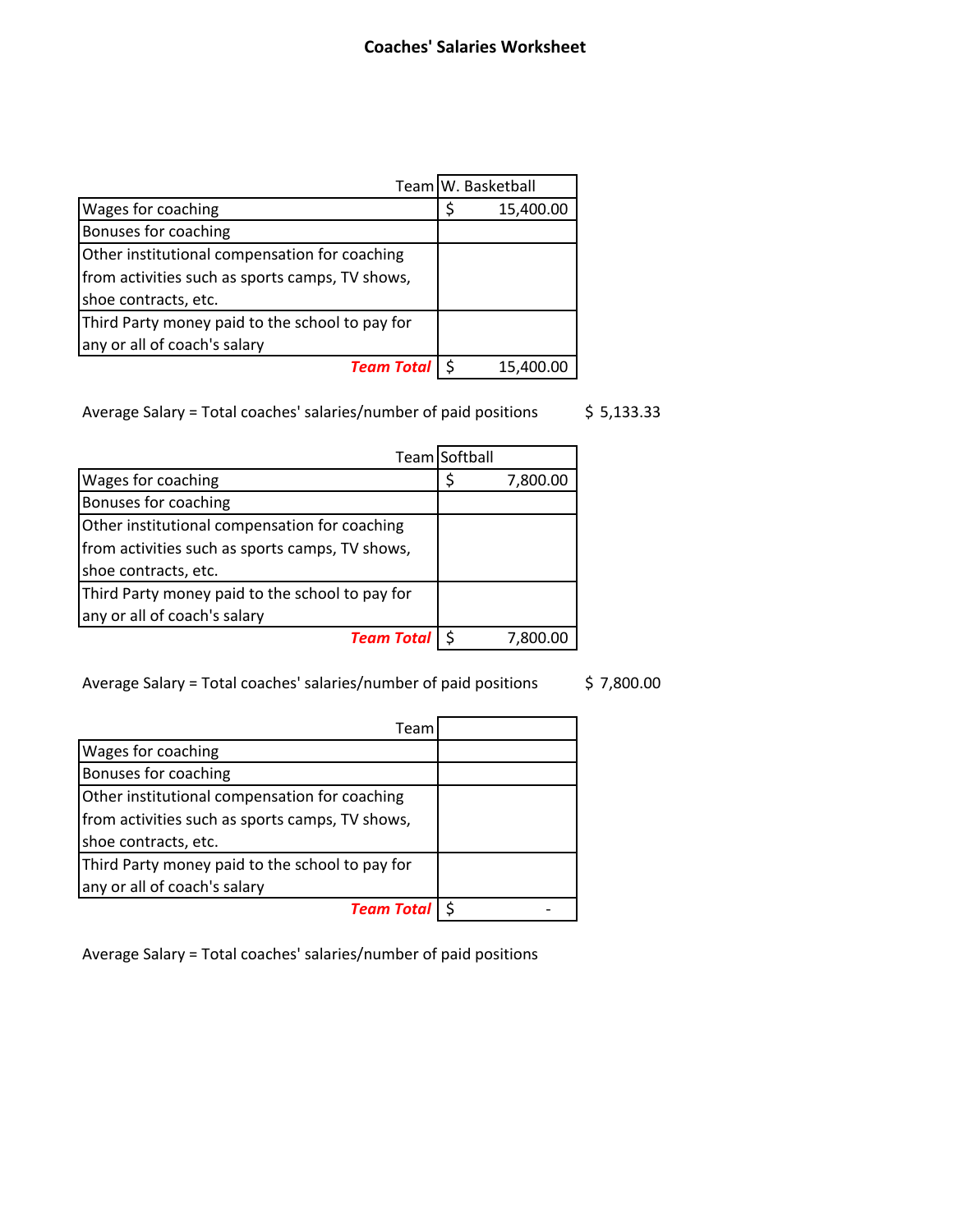# Coaches' Salaries Worksheet

| Team | W. Basketball |
|---|---|
| Wages for coaching | $ 15,400.00 |
| Bonuses for coaching | |
| Other institutional compensation for coaching from activities such as sports camps, TV shows, shoe contracts, etc. | |
| Third Party money paid to the school to pay for any or all of coach's salary | |
| ***Team Total*** | $ 15,400.00 |

Average Salary = Total coaches' salaries/number of paid positions $ 5,133.33

| Team | Softball |
|---|---|
| Wages for coaching | $ 7,800.00 |
| Bonuses for coaching | |
| Other institutional compensation for coaching from activities such as sports camps, TV shows, shoe contracts, etc. | |
| Third Party money paid to the school to pay for any or all of coach's salary | |
| ***Team Total*** | $ 7,800.00 |

Average Salary = Total coaches' salaries/number of paid positions $ 7,800.00

| Team | |
|---|---|
| Wages for coaching | |
| Bonuses for coaching | |
| Other institutional compensation for coaching from activities such as sports camps, TV shows, shoe contracts, etc. | |
| Third Party money paid to the school to pay for any or all of coach's salary | |
| ***Team Total*** | $ - |

Average Salary = Total coaches' salaries/number of paid positions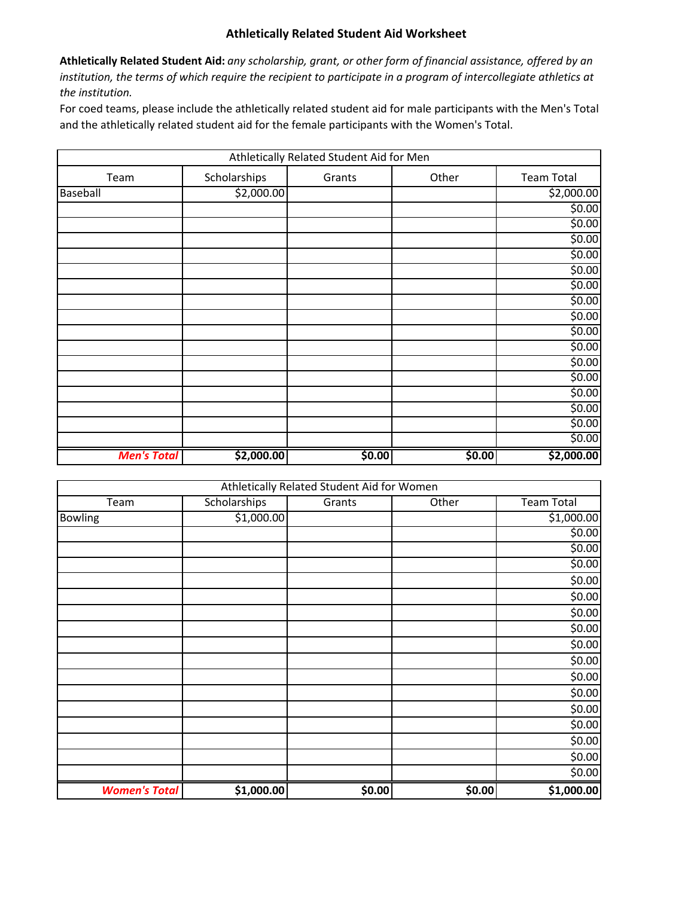### Athletically Related Student Aid Worksheet

**Athletically Related Student Aid:** *any scholarship, grant, or other form of financial assistance, offered by an institution, the terms of which require the recipient to participate in a program of intercollegiate athletics at the institution.*

For coed teams, please include the athletically related student aid for male participants with the Men's Total and the athletically related student aid for the female participants with the Women's Total.

| Athletically Related Student Aid for Men | | | | |
|---|---|---|---|---|
| Team | Scholarships | Grants | Other | Team Total |
| Baseball | $2,000.00 | | | $2,000.00 |
| | | | | $0.00 |
| | | | | $0.00 |
| | | | | $0.00 |
| | | | | $0.00 |
| | | | | $0.00 |
| | | | | $0.00 |
| | | | | $0.00 |
| | | | | $0.00 |
| | | | | $0.00 |
| | | | | $0.00 |
| | | | | $0.00 |
| | | | | $0.00 |
| | | | | $0.00 |
| | | | | $0.00 |
| | | | | $0.00 |
| | | | | $0.00 |
| ***Men's Total*** | **$2,000.00** | **$0.00** | **$0.00** | **$2,000.00** |

| Athletically Related Student Aid for Women | | | | |
|---|---|---|---|---|
| Team | Scholarships | Grants | Other | Team Total |
| Bowling | $1,000.00 | | | $1,000.00 |
| | | | | $0.00 |
| | | | | $0.00 |
| | | | | $0.00 |
| | | | | $0.00 |
| | | | | $0.00 |
| | | | | $0.00 |
| | | | | $0.00 |
| | | | | $0.00 |
| | | | | $0.00 |
| | | | | $0.00 |
| | | | | $0.00 |
| | | | | $0.00 |
| | | | | $0.00 |
| | | | | $0.00 |
| | | | | $0.00 |
| | | | | $0.00 |
| ***Women's Total*** | **$1,000.00** | **$0.00** | **$0.00** | **$1,000.00** |